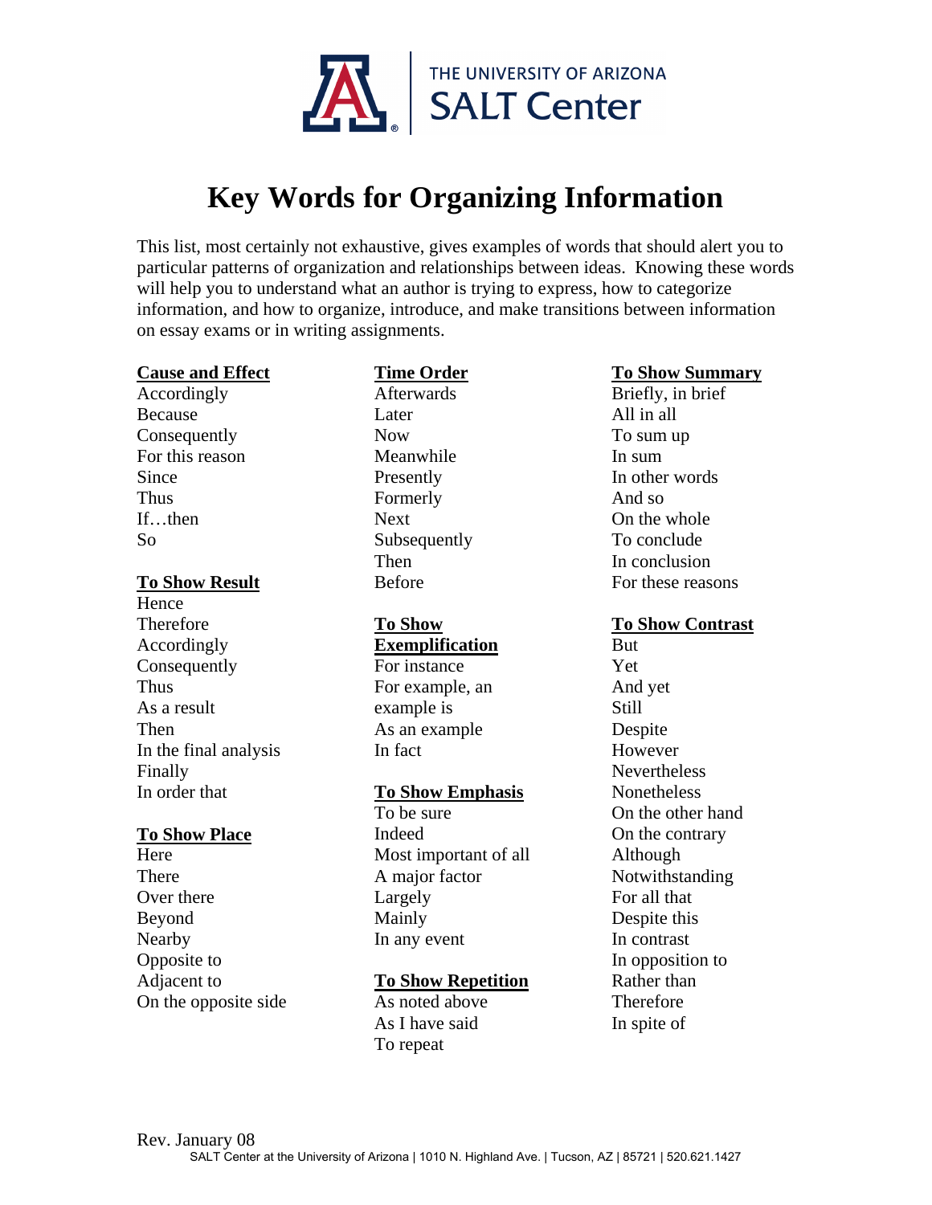THE UNIVERSITY OF ARIZONA
SALT Center

# Key Words for Organizing Information

This list, most certainly not exhaustive, gives examples of words that should alert you to particular patterns of organization and relationships between ideas. Knowing these words will help you to understand what an author is trying to express, how to categorize information, and how to organize, introduce, and make transitions between information on essay exams or in writing assignments.

**Cause and Effect**

Accordingly
Because
Consequently
For this reason
Since
Thus
If…then
So

**To Show Result**

Hence
Therefore
Accordingly
Consequently
Thus
As a result
Then
In the final analysis
Finally
In order that

**To Show Place**

Here
There
Over there
Beyond
Nearby
Opposite to
Adjacent to
On the opposite side

**Time Order**

Afterwards
Later
Now
Meanwhile
Presently
Formerly
Next
Subsequently
Then
Before

**To Show Exemplification**

For instance
For example, an example is
As an example
In fact

**To Show Emphasis**

To be sure
Indeed
Most important of all
A major factor
Largely
Mainly
In any event

**To Show Repetition**

As noted above
As I have said
To repeat

**To Show Summary**

Briefly, in brief
All in all
To sum up
In sum
In other words
And so
On the whole
To conclude
In conclusion
For these reasons

**To Show Contrast**

But
Yet
And yet
Still
Despite
However
Nevertheless
Nonetheless
On the other hand
On the contrary
Although
Notwithstanding
For all that
Despite this
In contrast
In opposition to
Rather than
Therefore
In spite of

Rev. January 08
SALT Center at the University of Arizona | 1010 N. Highland Ave. | Tucson, AZ | 85721 | 520.621.1427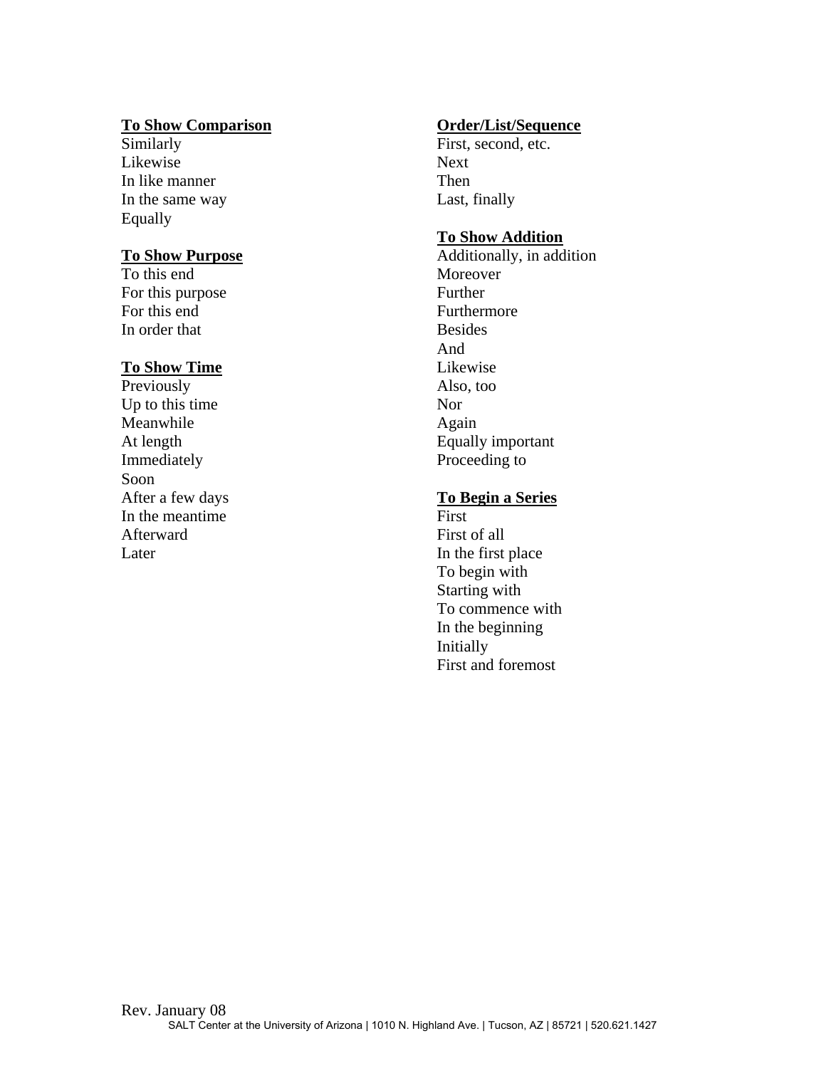**To Show Comparison**

Similarly
Likewise
In like manner
In the same way
Equally

**To Show Purpose**

To this end
For this purpose
For this end
In order that

**To Show Time**

Previously
Up to this time
Meanwhile
At length
Immediately
Soon
After a few days
In the meantime
Afterward
Later

**Order/List/Sequence**

First, second, etc.
Next
Then
Last, finally

**To Show Addition**

Additionally, in addition
Moreover
Further
Furthermore
Besides
And
Likewise
Also, too
Nor
Again
Equally important
Proceeding to

**To Begin a Series**

First
First of all
In the first place
To begin with
Starting with
To commence with
In the beginning
Initially
First and foremost

Rev. January 08
SALT Center at the University of Arizona | 1010 N. Highland Ave. | Tucson, AZ | 85721 | 520.621.1427